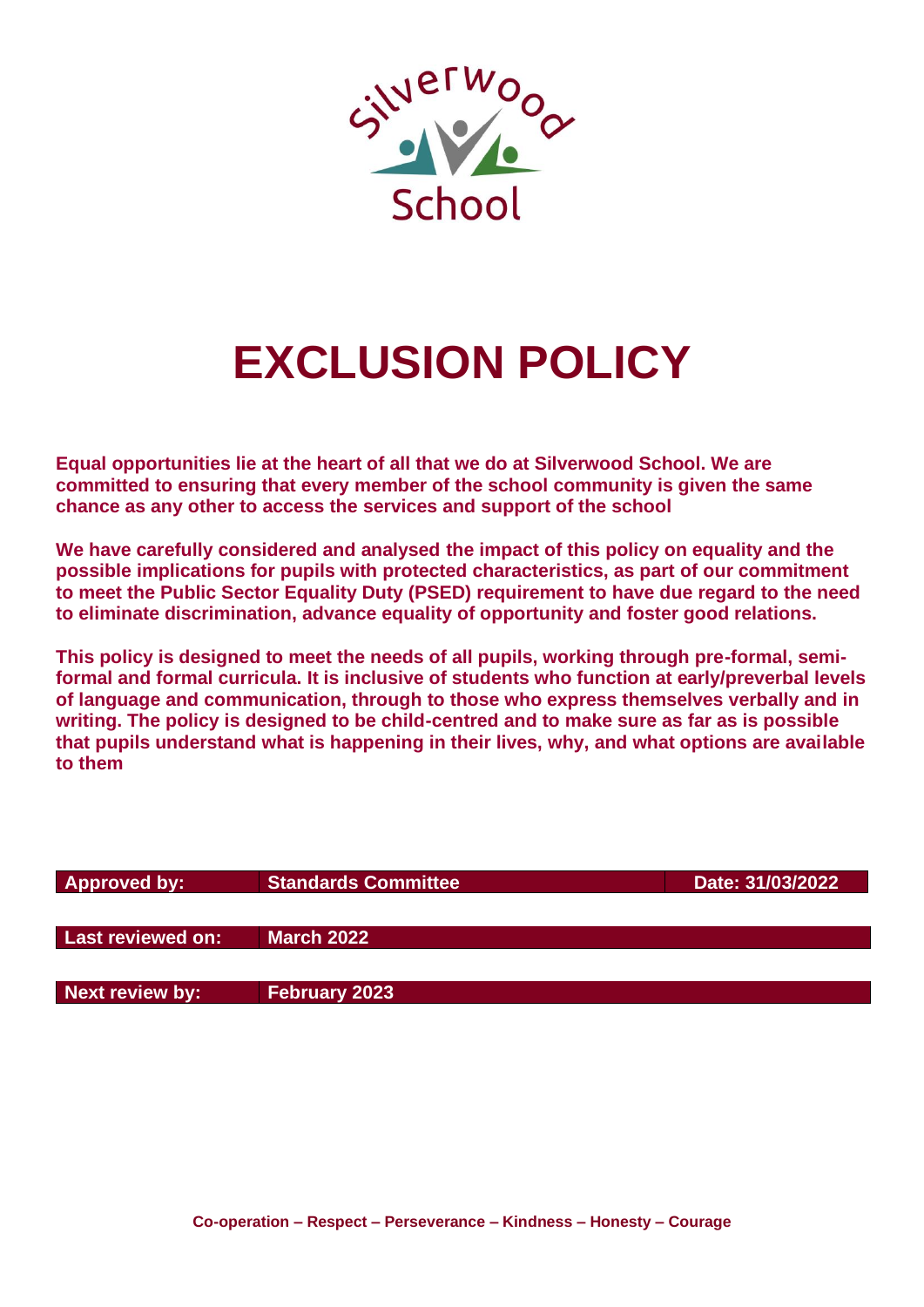Silverwood School

# EXCLUSION POLICY

**Equal opportunities lie at the heart of all that we do at Silverwood School. We are committed to ensuring that every member of the school community is given the same chance as any other to access the services and support of the school**

**We have carefully considered and analysed the impact of this policy on equality and the possible implications for pupils with protected characteristics, as part of our commitment to meet the Public Sector Equality Duty (PSED) requirement to have due regard to the need to eliminate discrimination, advance equality of opportunity and foster good relations.**

**This policy is designed to meet the needs of all pupils, working through pre-formal, semi-formal and formal curricula. It is inclusive of students who function at early/preverbal levels of language and communication, through to those who express themselves verbally and in writing. The policy is designed to be child-centred and to make sure as far as is possible that pupils understand what is happening in their lives, why, and what options are available to them**

| Approved by: | Standards Committee | Date: 31/03/2022 |
|---|---|---|
| Last reviewed on: | March 2022 | |
| Next review by: | February 2023 | |

**Co-operation – Respect – Perseverance – Kindness – Honesty – Courage**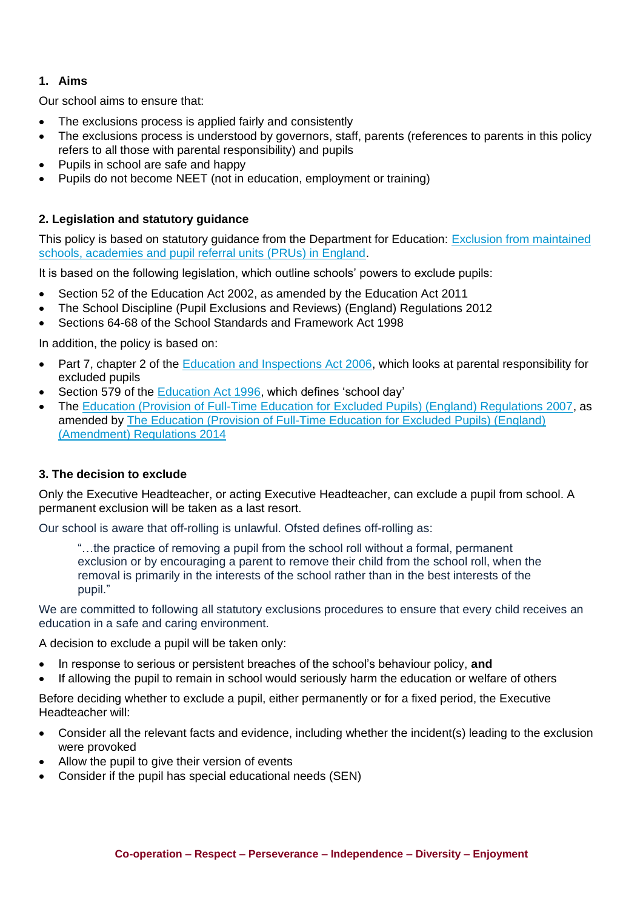## 1. Aims

Our school aims to ensure that:

- The exclusions process is applied fairly and consistently
- The exclusions process is understood by governors, staff, parents (references to parents in this policy refers to all those with parental responsibility) and pupils
- Pupils in school are safe and happy
- Pupils do not become NEET (not in education, employment or training)

## 2. Legislation and statutory guidance

This policy is based on statutory guidance from the Department for Education: Exclusion from maintained schools, academies and pupil referral units (PRUs) in England.

It is based on the following legislation, which outline schools' powers to exclude pupils:

- Section 52 of the Education Act 2002, as amended by the Education Act 2011
- The School Discipline (Pupil Exclusions and Reviews) (England) Regulations 2012
- Sections 64-68 of the School Standards and Framework Act 1998

In addition, the policy is based on:

- Part 7, chapter 2 of the Education and Inspections Act 2006, which looks at parental responsibility for excluded pupils
- Section 579 of the Education Act 1996, which defines 'school day'
- The Education (Provision of Full-Time Education for Excluded Pupils) (England) Regulations 2007, as amended by The Education (Provision of Full-Time Education for Excluded Pupils) (England) (Amendment) Regulations 2014

## 3. The decision to exclude

Only the Executive Headteacher, or acting Executive Headteacher, can exclude a pupil from school. A permanent exclusion will be taken as a last resort.

Our school is aware that off-rolling is unlawful. Ofsted defines off-rolling as:

> "…the practice of removing a pupil from the school roll without a formal, permanent exclusion or by encouraging a parent to remove their child from the school roll, when the removal is primarily in the interests of the school rather than in the best interests of the pupil."

We are committed to following all statutory exclusions procedures to ensure that every child receives an education in a safe and caring environment.

A decision to exclude a pupil will be taken only:

- In response to serious or persistent breaches of the school's behaviour policy, **and**
- If allowing the pupil to remain in school would seriously harm the education or welfare of others

Before deciding whether to exclude a pupil, either permanently or for a fixed period, the Executive Headteacher will:

- Consider all the relevant facts and evidence, including whether the incident(s) leading to the exclusion were provoked
- Allow the pupil to give their version of events
- Consider if the pupil has special educational needs (SEN)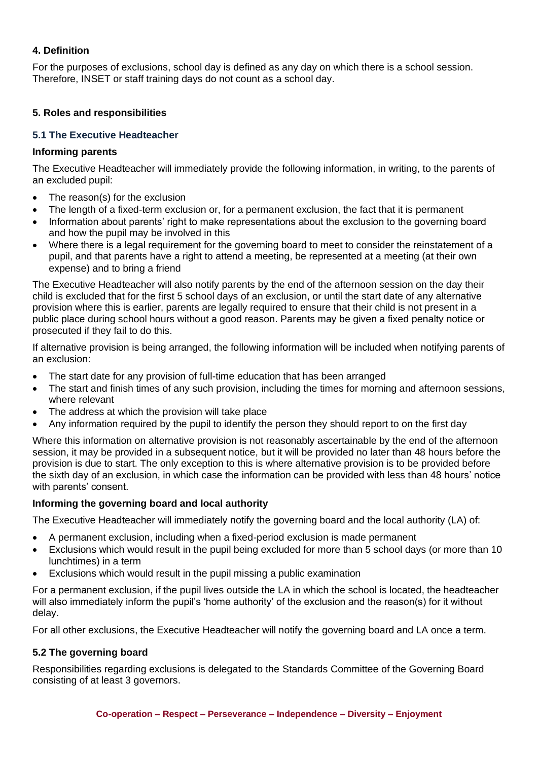## 4. Definition

For the purposes of exclusions, school day is defined as any day on which there is a school session. Therefore, INSET or staff training days do not count as a school day.

## 5. Roles and responsibilities

### 5.1 The Executive Headteacher

**Informing parents**

The Executive Headteacher will immediately provide the following information, in writing, to the parents of an excluded pupil:

- The reason(s) for the exclusion
- The length of a fixed-term exclusion or, for a permanent exclusion, the fact that it is permanent
- Information about parents' right to make representations about the exclusion to the governing board and how the pupil may be involved in this
- Where there is a legal requirement for the governing board to meet to consider the reinstatement of a pupil, and that parents have a right to attend a meeting, be represented at a meeting (at their own expense) and to bring a friend

The Executive Headteacher will also notify parents by the end of the afternoon session on the day their child is excluded that for the first 5 school days of an exclusion, or until the start date of any alternative provision where this is earlier, parents are legally required to ensure that their child is not present in a public place during school hours without a good reason. Parents may be given a fixed penalty notice or prosecuted if they fail to do this.

If alternative provision is being arranged, the following information will be included when notifying parents of an exclusion:

- The start date for any provision of full-time education that has been arranged
- The start and finish times of any such provision, including the times for morning and afternoon sessions, where relevant
- The address at which the provision will take place
- Any information required by the pupil to identify the person they should report to on the first day

Where this information on alternative provision is not reasonably ascertainable by the end of the afternoon session, it may be provided in a subsequent notice, but it will be provided no later than 48 hours before the provision is due to start. The only exception to this is where alternative provision is to be provided before the sixth day of an exclusion, in which case the information can be provided with less than 48 hours' notice with parents' consent.

**Informing the governing board and local authority**

The Executive Headteacher will immediately notify the governing board and the local authority (LA) of:

- A permanent exclusion, including when a fixed-period exclusion is made permanent
- Exclusions which would result in the pupil being excluded for more than 5 school days (or more than 10 lunchtimes) in a term
- Exclusions which would result in the pupil missing a public examination

For a permanent exclusion, if the pupil lives outside the LA in which the school is located, the headteacher will also immediately inform the pupil's 'home authority' of the exclusion and the reason(s) for it without delay.

For all other exclusions, the Executive Headteacher will notify the governing board and LA once a term.

### 5.2 The governing board

Responsibilities regarding exclusions is delegated to the Standards Committee of the Governing Board consisting of at least 3 governors.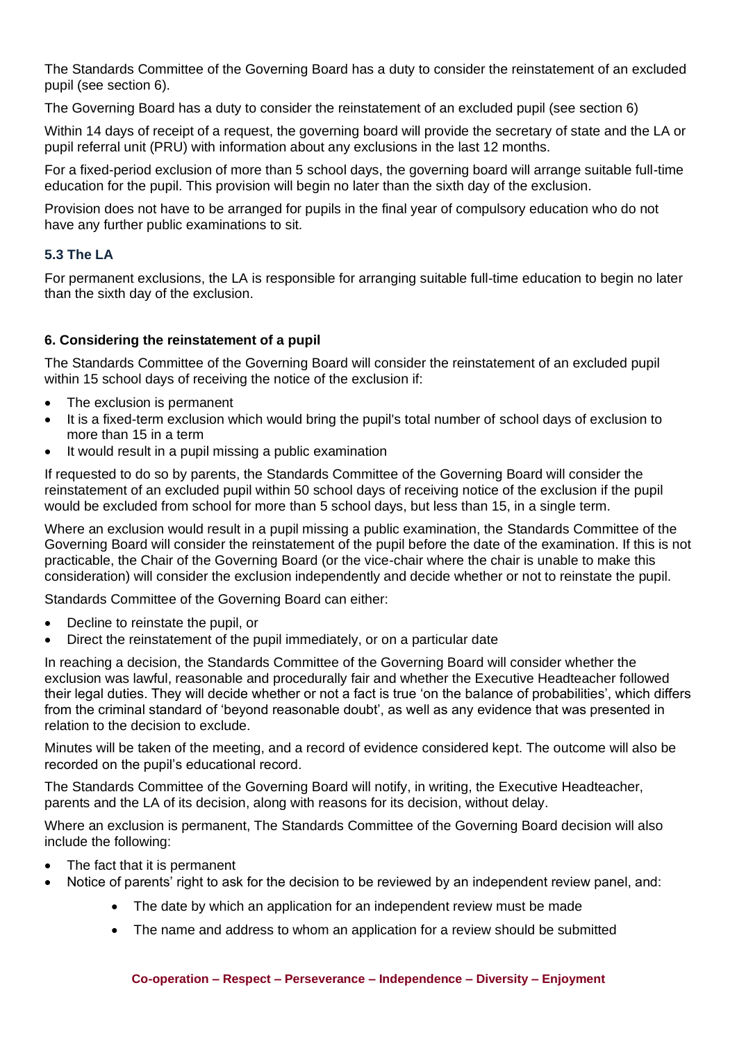The Standards Committee of the Governing Board has a duty to consider the reinstatement of an excluded pupil (see section 6).

The Governing Board has a duty to consider the reinstatement of an excluded pupil (see section 6)

Within 14 days of receipt of a request, the governing board will provide the secretary of state and the LA or pupil referral unit (PRU) with information about any exclusions in the last 12 months.

For a fixed-period exclusion of more than 5 school days, the governing board will arrange suitable full-time education for the pupil. This provision will begin no later than the sixth day of the exclusion.

Provision does not have to be arranged for pupils in the final year of compulsory education who do not have any further public examinations to sit.

### 5.3 The LA

For permanent exclusions, the LA is responsible for arranging suitable full-time education to begin no later than the sixth day of the exclusion.

## 6. Considering the reinstatement of a pupil

The Standards Committee of the Governing Board will consider the reinstatement of an excluded pupil within 15 school days of receiving the notice of the exclusion if:

- The exclusion is permanent
- It is a fixed-term exclusion which would bring the pupil's total number of school days of exclusion to more than 15 in a term
- It would result in a pupil missing a public examination

If requested to do so by parents, the Standards Committee of the Governing Board will consider the reinstatement of an excluded pupil within 50 school days of receiving notice of the exclusion if the pupil would be excluded from school for more than 5 school days, but less than 15, in a single term.

Where an exclusion would result in a pupil missing a public examination, the Standards Committee of the Governing Board will consider the reinstatement of the pupil before the date of the examination. If this is not practicable, the Chair of the Governing Board (or the vice-chair where the chair is unable to make this consideration) will consider the exclusion independently and decide whether or not to reinstate the pupil.

Standards Committee of the Governing Board can either:

- Decline to reinstate the pupil, or
- Direct the reinstatement of the pupil immediately, or on a particular date

In reaching a decision, the Standards Committee of the Governing Board will consider whether the exclusion was lawful, reasonable and procedurally fair and whether the Executive Headteacher followed their legal duties. They will decide whether or not a fact is true 'on the balance of probabilities', which differs from the criminal standard of 'beyond reasonable doubt', as well as any evidence that was presented in relation to the decision to exclude.

Minutes will be taken of the meeting, and a record of evidence considered kept. The outcome will also be recorded on the pupil's educational record.

The Standards Committee of the Governing Board will notify, in writing, the Executive Headteacher, parents and the LA of its decision, along with reasons for its decision, without delay.

Where an exclusion is permanent, The Standards Committee of the Governing Board decision will also include the following:

- The fact that it is permanent
- Notice of parents' right to ask for the decision to be reviewed by an independent review panel, and:
    - The date by which an application for an independent review must be made
    - The name and address to whom an application for a review should be submitted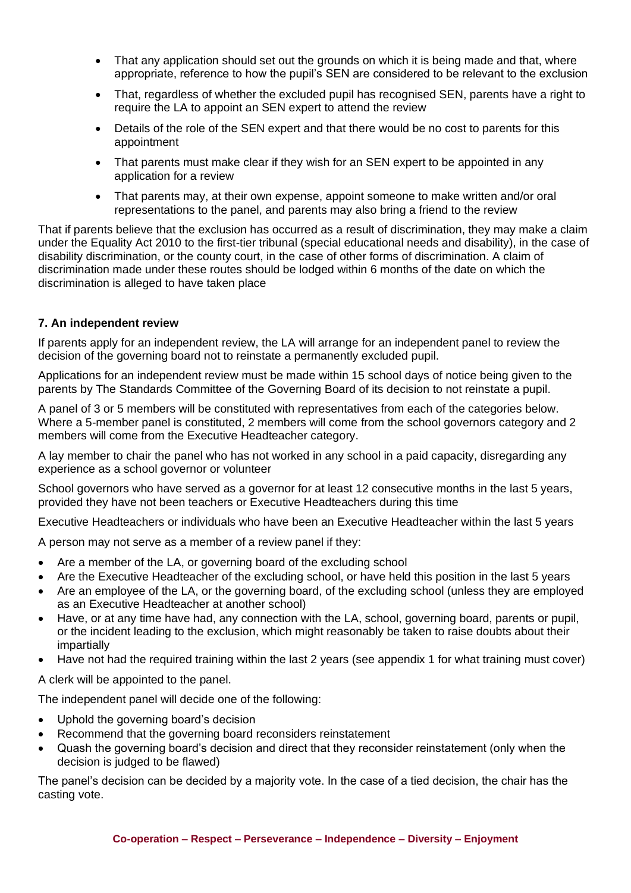- That any application should set out the grounds on which it is being made and that, where appropriate, reference to how the pupil's SEN are considered to be relevant to the exclusion
- That, regardless of whether the excluded pupil has recognised SEN, parents have a right to require the LA to appoint an SEN expert to attend the review
- Details of the role of the SEN expert and that there would be no cost to parents for this appointment
- That parents must make clear if they wish for an SEN expert to be appointed in any application for a review
- That parents may, at their own expense, appoint someone to make written and/or oral representations to the panel, and parents may also bring a friend to the review

That if parents believe that the exclusion has occurred as a result of discrimination, they may make a claim under the Equality Act 2010 to the first-tier tribunal (special educational needs and disability), in the case of disability discrimination, or the county court, in the case of other forms of discrimination. A claim of discrimination made under these routes should be lodged within 6 months of the date on which the discrimination is alleged to have taken place

**7. An independent review**

If parents apply for an independent review, the LA will arrange for an independent panel to review the decision of the governing board not to reinstate a permanently excluded pupil.

Applications for an independent review must be made within 15 school days of notice being given to the parents by The Standards Committee of the Governing Board of its decision to not reinstate a pupil.

A panel of 3 or 5 members will be constituted with representatives from each of the categories below. Where a 5-member panel is constituted, 2 members will come from the school governors category and 2 members will come from the Executive Headteacher category.

A lay member to chair the panel who has not worked in any school in a paid capacity, disregarding any experience as a school governor or volunteer

School governors who have served as a governor for at least 12 consecutive months in the last 5 years, provided they have not been teachers or Executive Headteachers during this time

Executive Headteachers or individuals who have been an Executive Headteacher within the last 5 years

A person may not serve as a member of a review panel if they:

- Are a member of the LA, or governing board of the excluding school
- Are the Executive Headteacher of the excluding school, or have held this position in the last 5 years
- Are an employee of the LA, or the governing board, of the excluding school (unless they are employed as an Executive Headteacher at another school)
- Have, or at any time have had, any connection with the LA, school, governing board, parents or pupil, or the incident leading to the exclusion, which might reasonably be taken to raise doubts about their impartially
- Have not had the required training within the last 2 years (see appendix 1 for what training must cover)

A clerk will be appointed to the panel.

The independent panel will decide one of the following:

- Uphold the governing board's decision
- Recommend that the governing board reconsiders reinstatement
- Quash the governing board's decision and direct that they reconsider reinstatement (only when the decision is judged to be flawed)

The panel's decision can be decided by a majority vote. In the case of a tied decision, the chair has the casting vote.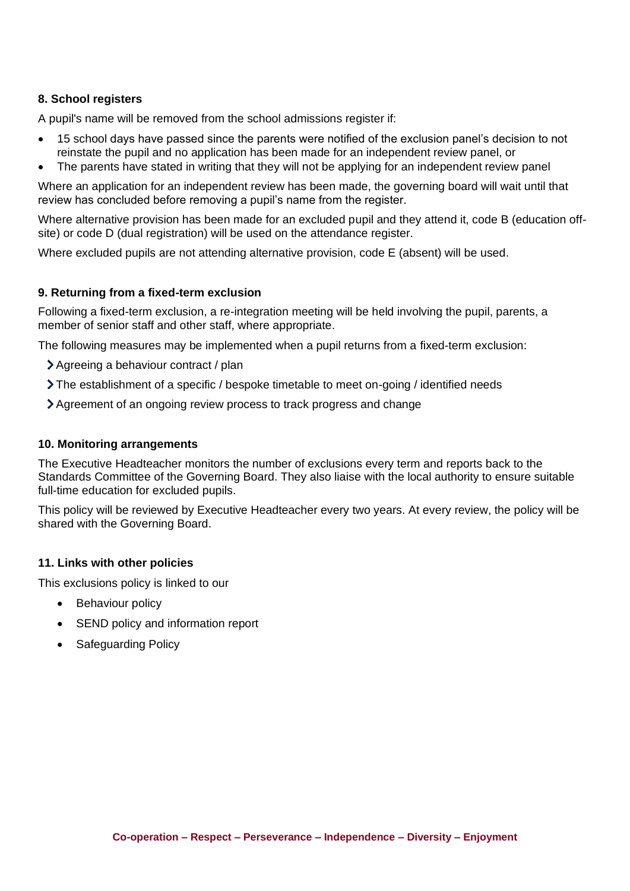### 8. School registers

A pupil's name will be removed from the school admissions register if:

- 15 school days have passed since the parents were notified of the exclusion panel's decision to not reinstate the pupil and no application has been made for an independent review panel, or
- The parents have stated in writing that they will not be applying for an independent review panel

Where an application for an independent review has been made, the governing board will wait until that review has concluded before removing a pupil's name from the register.

Where alternative provision has been made for an excluded pupil and they attend it, code B (education off-site) or code D (dual registration) will be used on the attendance register.

Where excluded pupils are not attending alternative provision, code E (absent) will be used.

### 9. Returning from a fixed-term exclusion

Following a fixed-term exclusion, a re-integration meeting will be held involving the pupil, parents, a member of senior staff and other staff, where appropriate.

The following measures may be implemented when a pupil returns from a fixed-term exclusion:

- Agreeing a behaviour contract / plan
- The establishment of a specific / bespoke timetable to meet on-going / identified needs
- Agreement of an ongoing review process to track progress and change

### 10. Monitoring arrangements

The Executive Headteacher monitors the number of exclusions every term and reports back to the Standards Committee of the Governing Board. They also liaise with the local authority to ensure suitable full-time education for excluded pupils.

This policy will be reviewed by Executive Headteacher every two years. At every review, the policy will be shared with the Governing Board.

### 11. Links with other policies

This exclusions policy is linked to our

- Behaviour policy
- SEND policy and information report
- Safeguarding Policy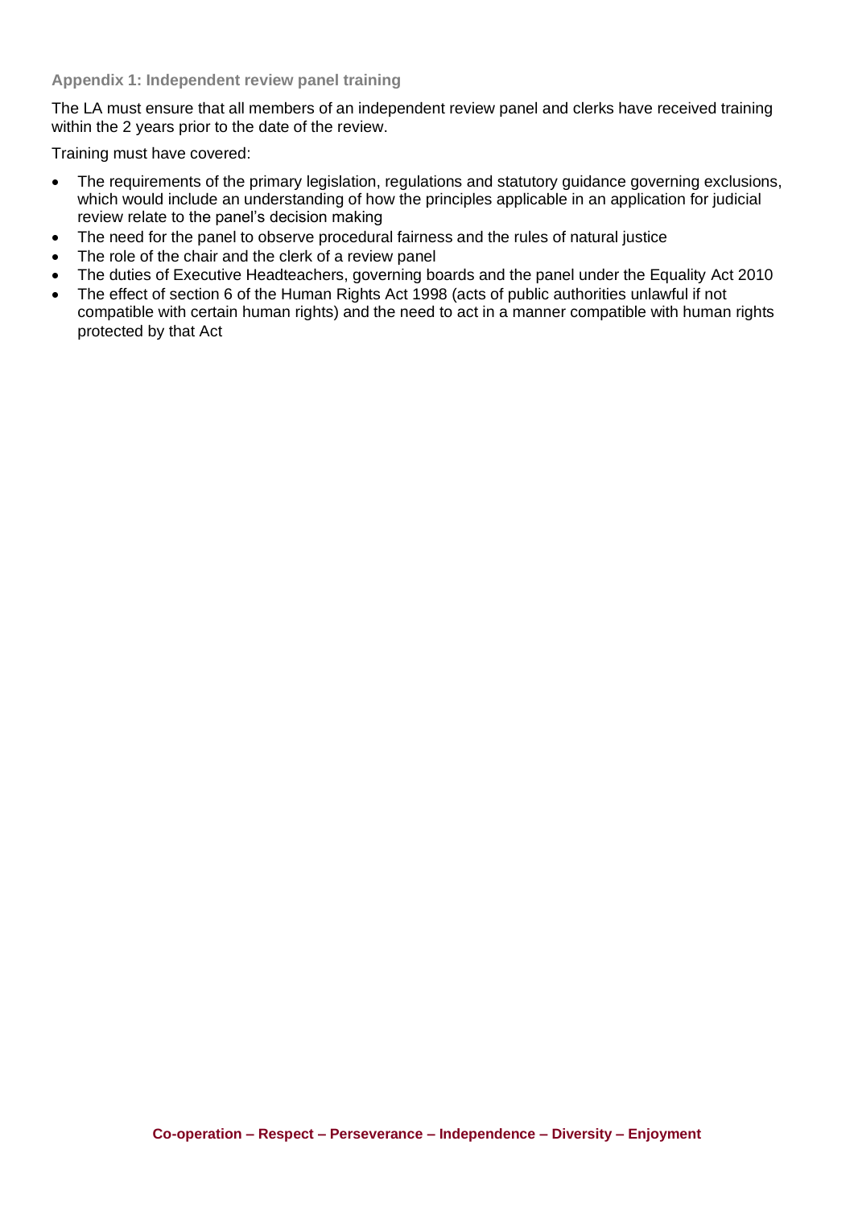### Appendix 1: Independent review panel training

The LA must ensure that all members of an independent review panel and clerks have received training within the 2 years prior to the date of the review.

Training must have covered:

- The requirements of the primary legislation, regulations and statutory guidance governing exclusions, which would include an understanding of how the principles applicable in an application for judicial review relate to the panel's decision making
- The need for the panel to observe procedural fairness and the rules of natural justice
- The role of the chair and the clerk of a review panel
- The duties of Executive Headteachers, governing boards and the panel under the Equality Act 2010
- The effect of section 6 of the Human Rights Act 1998 (acts of public authorities unlawful if not compatible with certain human rights) and the need to act in a manner compatible with human rights protected by that Act